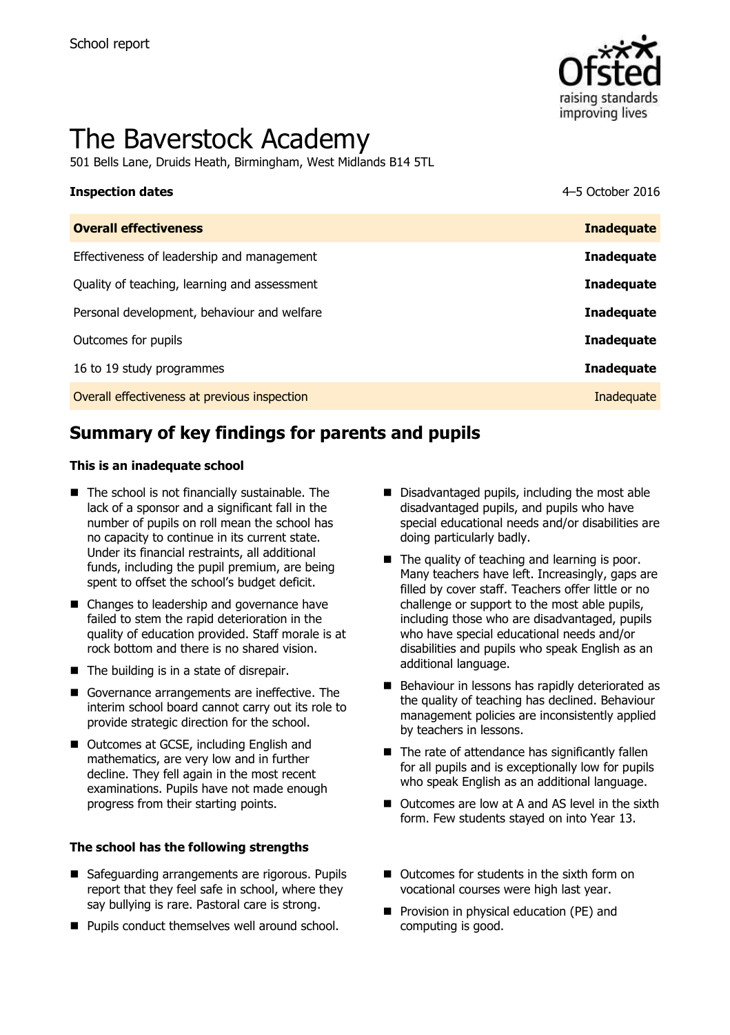School report

# The Baverstock Academy

501 Bells Lane, Druids Heath, Birmingham, West Midlands B14 5TL

| **Inspection dates** | 4–5 October 2016 |
|---|---|
| **Overall effectiveness** | **Inadequate** |
| Effectiveness of leadership and management | **Inadequate** |
| Quality of teaching, learning and assessment | **Inadequate** |
| Personal development, behaviour and welfare | **Inadequate** |
| Outcomes for pupils | **Inadequate** |
| 16 to 19 study programmes | **Inadequate** |
| Overall effectiveness at previous inspection | Inadequate |

## Summary of key findings for parents and pupils

### This is an inadequate school

- The school is not financially sustainable. The lack of a sponsor and a significant fall in the number of pupils on roll mean the school has no capacity to continue in its current state. Under its financial restraints, all additional funds, including the pupil premium, are being spent to offset the school's budget deficit.
- Changes to leadership and governance have failed to stem the rapid deterioration in the quality of education provided. Staff morale is at rock bottom and there is no shared vision.
- The building is in a state of disrepair.
- Governance arrangements are ineffective. The interim school board cannot carry out its role to provide strategic direction for the school.
- Outcomes at GCSE, including English and mathematics, are very low and in further decline. They fell again in the most recent examinations. Pupils have not made enough progress from their starting points.
- Disadvantaged pupils, including the most able disadvantaged pupils, and pupils who have special educational needs and/or disabilities are doing particularly badly.
- The quality of teaching and learning is poor. Many teachers have left. Increasingly, gaps are filled by cover staff. Teachers offer little or no challenge or support to the most able pupils, including those who are disadvantaged, pupils who have special educational needs and/or disabilities and pupils who speak English as an additional language.
- Behaviour in lessons has rapidly deteriorated as the quality of teaching has declined. Behaviour management policies are inconsistently applied by teachers in lessons.
- The rate of attendance has significantly fallen for all pupils and is exceptionally low for pupils who speak English as an additional language.
- Outcomes are low at A and AS level in the sixth form. Few students stayed on into Year 13.

### The school has the following strengths

- Safeguarding arrangements are rigorous. Pupils report that they feel safe in school, where they say bullying is rare. Pastoral care is strong.
- Pupils conduct themselves well around school.
- Outcomes for students in the sixth form on vocational courses were high last year.
- Provision in physical education (PE) and computing is good.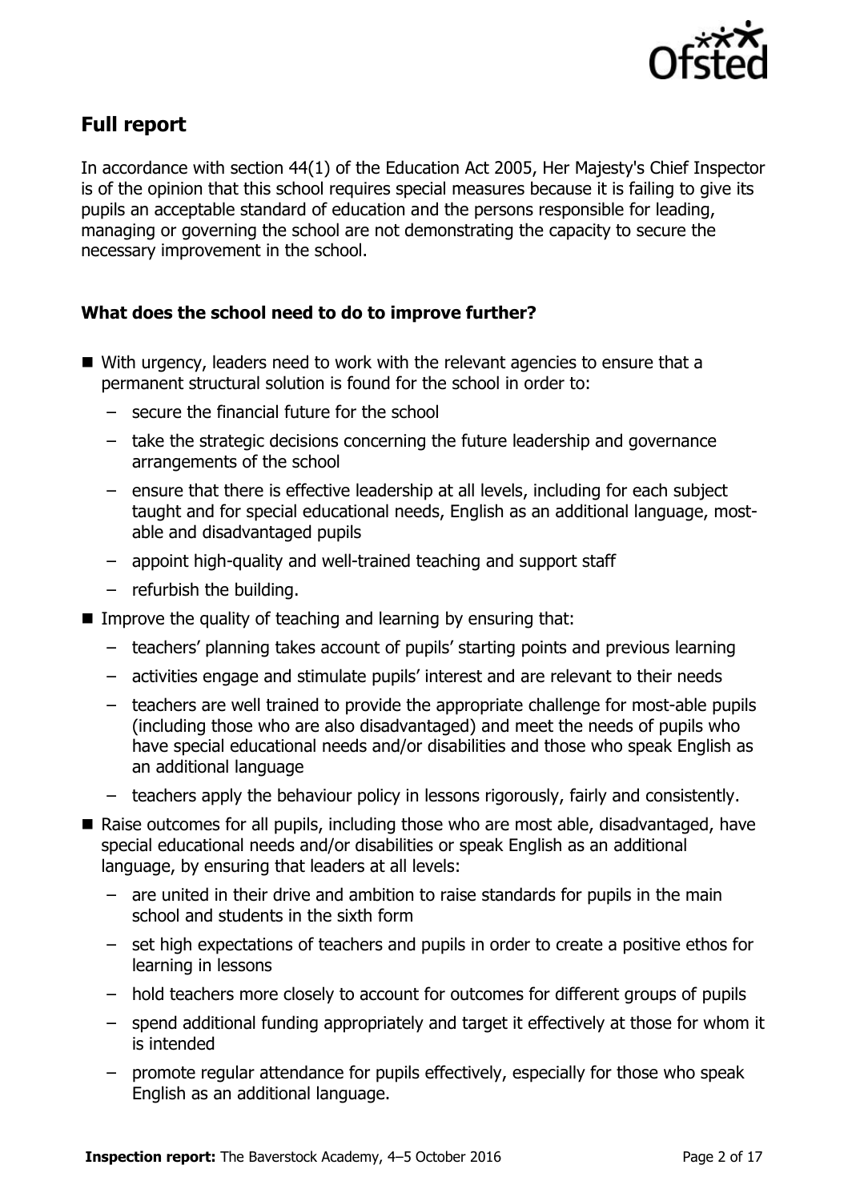## Full report

In accordance with section 44(1) of the Education Act 2005, Her Majesty's Chief Inspector is of the opinion that this school requires special measures because it is failing to give its pupils an acceptable standard of education and the persons responsible for leading, managing or governing the school are not demonstrating the capacity to secure the necessary improvement in the school.

### What does the school need to do to improve further?

- With urgency, leaders need to work with the relevant agencies to ensure that a permanent structural solution is found for the school in order to:
  - secure the financial future for the school
  - take the strategic decisions concerning the future leadership and governance arrangements of the school
  - ensure that there is effective leadership at all levels, including for each subject taught and for special educational needs, English as an additional language, most-able and disadvantaged pupils
  - appoint high-quality and well-trained teaching and support staff
  - refurbish the building.
- Improve the quality of teaching and learning by ensuring that:
  - teachers' planning takes account of pupils' starting points and previous learning
  - activities engage and stimulate pupils' interest and are relevant to their needs
  - teachers are well trained to provide the appropriate challenge for most-able pupils (including those who are also disadvantaged) and meet the needs of pupils who have special educational needs and/or disabilities and those who speak English as an additional language
  - teachers apply the behaviour policy in lessons rigorously, fairly and consistently.
- Raise outcomes for all pupils, including those who are most able, disadvantaged, have special educational needs and/or disabilities or speak English as an additional language, by ensuring that leaders at all levels:
  - are united in their drive and ambition to raise standards for pupils in the main school and students in the sixth form
  - set high expectations of teachers and pupils in order to create a positive ethos for learning in lessons
  - hold teachers more closely to account for outcomes for different groups of pupils
  - spend additional funding appropriately and target it effectively at those for whom it is intended
  - promote regular attendance for pupils effectively, especially for those who speak English as an additional language.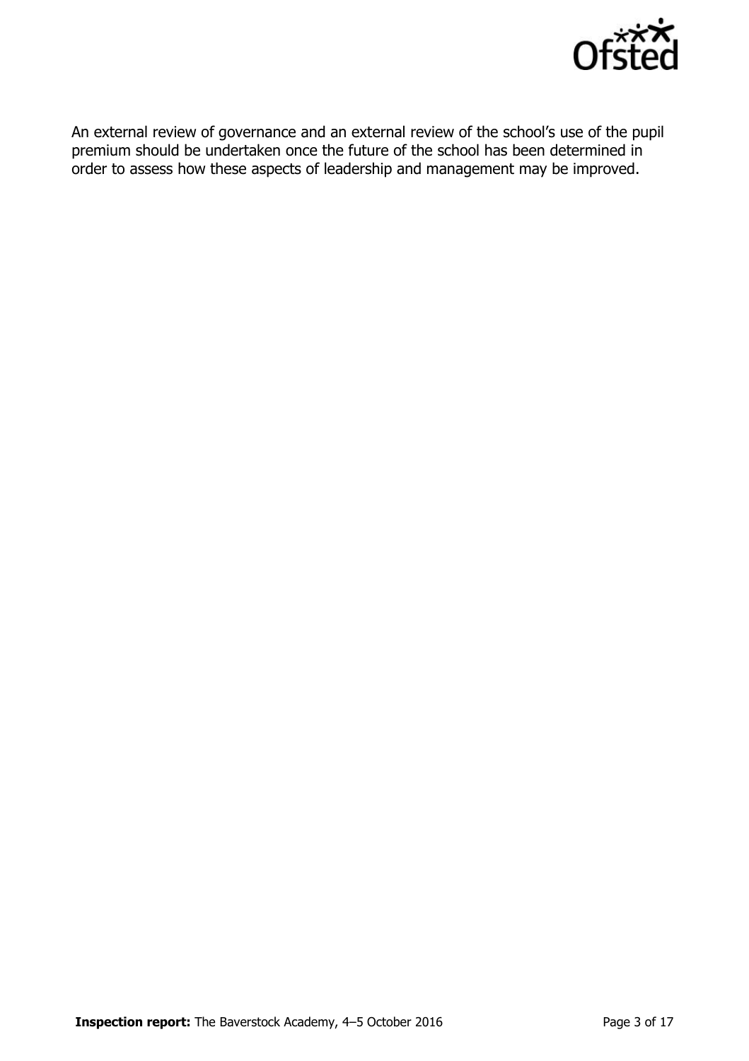An external review of governance and an external review of the school's use of the pupil premium should be undertaken once the future of the school has been determined in order to assess how these aspects of leadership and management may be improved.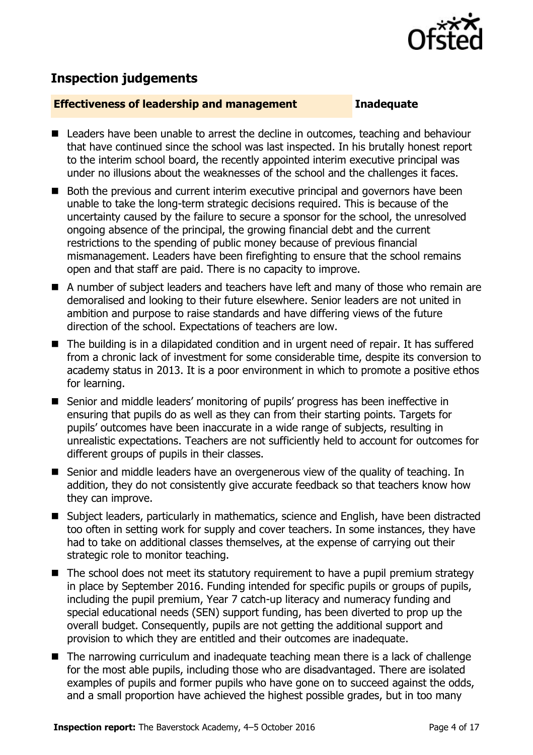## Inspection judgements

**Effectiveness of leadership and management** **Inadequate**

- Leaders have been unable to arrest the decline in outcomes, teaching and behaviour that have continued since the school was last inspected. In his brutally honest report to the interim school board, the recently appointed interim executive principal was under no illusions about the weaknesses of the school and the challenges it faces.
- Both the previous and current interim executive principal and governors have been unable to take the long-term strategic decisions required. This is because of the uncertainty caused by the failure to secure a sponsor for the school, the unresolved ongoing absence of the principal, the growing financial debt and the current restrictions to the spending of public money because of previous financial mismanagement. Leaders have been firefighting to ensure that the school remains open and that staff are paid. There is no capacity to improve.
- A number of subject leaders and teachers have left and many of those who remain are demoralised and looking to their future elsewhere. Senior leaders are not united in ambition and purpose to raise standards and have differing views of the future direction of the school. Expectations of teachers are low.
- The building is in a dilapidated condition and in urgent need of repair. It has suffered from a chronic lack of investment for some considerable time, despite its conversion to academy status in 2013. It is a poor environment in which to promote a positive ethos for learning.
- Senior and middle leaders' monitoring of pupils' progress has been ineffective in ensuring that pupils do as well as they can from their starting points. Targets for pupils' outcomes have been inaccurate in a wide range of subjects, resulting in unrealistic expectations. Teachers are not sufficiently held to account for outcomes for different groups of pupils in their classes.
- Senior and middle leaders have an overgenerous view of the quality of teaching. In addition, they do not consistently give accurate feedback so that teachers know how they can improve.
- Subject leaders, particularly in mathematics, science and English, have been distracted too often in setting work for supply and cover teachers. In some instances, they have had to take on additional classes themselves, at the expense of carrying out their strategic role to monitor teaching.
- The school does not meet its statutory requirement to have a pupil premium strategy in place by September 2016. Funding intended for specific pupils or groups of pupils, including the pupil premium, Year 7 catch-up literacy and numeracy funding and special educational needs (SEN) support funding, has been diverted to prop up the overall budget. Consequently, pupils are not getting the additional support and provision to which they are entitled and their outcomes are inadequate.
- The narrowing curriculum and inadequate teaching mean there is a lack of challenge for the most able pupils, including those who are disadvantaged. There are isolated examples of pupils and former pupils who have gone on to succeed against the odds, and a small proportion have achieved the highest possible grades, but in too many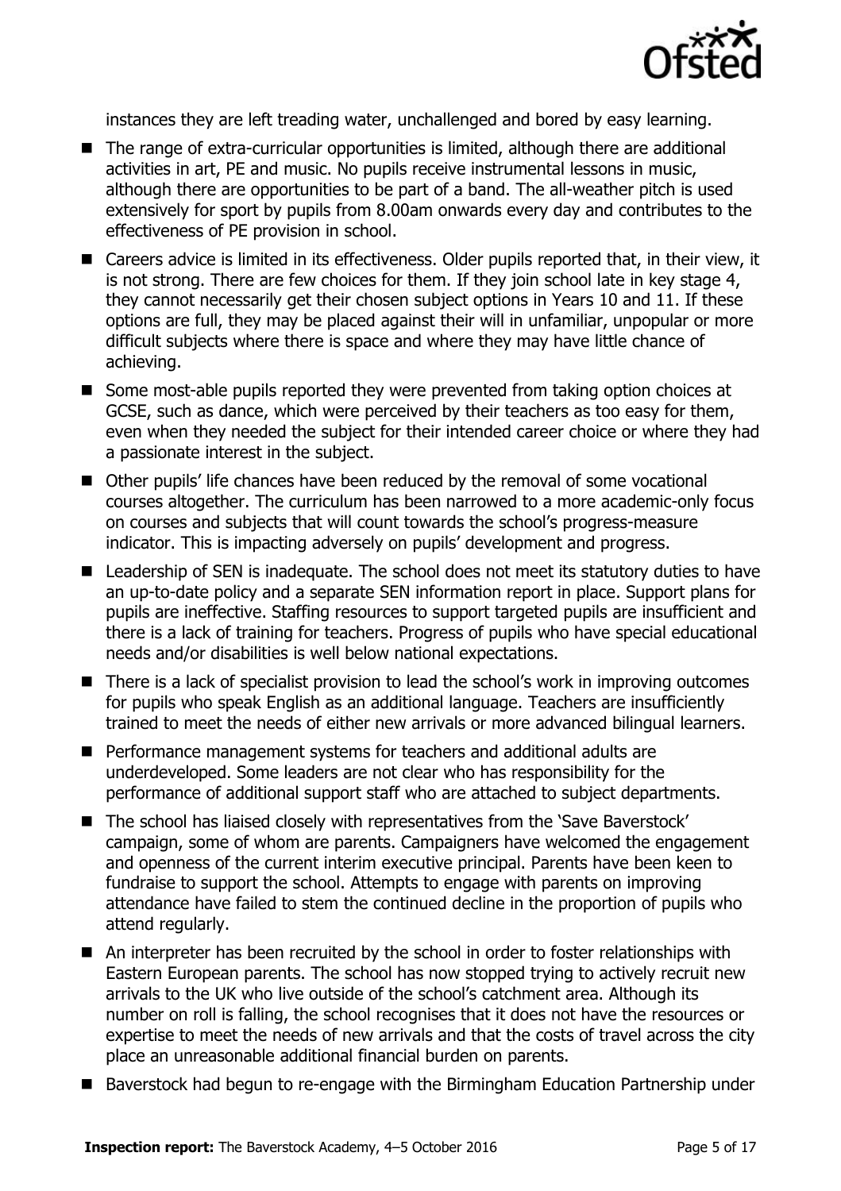instances they are left treading water, unchallenged and bored by easy learning.

- The range of extra-curricular opportunities is limited, although there are additional activities in art, PE and music. No pupils receive instrumental lessons in music, although there are opportunities to be part of a band. The all-weather pitch is used extensively for sport by pupils from 8.00am onwards every day and contributes to the effectiveness of PE provision in school.
- Careers advice is limited in its effectiveness. Older pupils reported that, in their view, it is not strong. There are few choices for them. If they join school late in key stage 4, they cannot necessarily get their chosen subject options in Years 10 and 11. If these options are full, they may be placed against their will in unfamiliar, unpopular or more difficult subjects where there is space and where they may have little chance of achieving.
- Some most-able pupils reported they were prevented from taking option choices at GCSE, such as dance, which were perceived by their teachers as too easy for them, even when they needed the subject for their intended career choice or where they had a passionate interest in the subject.
- Other pupils' life chances have been reduced by the removal of some vocational courses altogether. The curriculum has been narrowed to a more academic-only focus on courses and subjects that will count towards the school's progress-measure indicator. This is impacting adversely on pupils' development and progress.
- Leadership of SEN is inadequate. The school does not meet its statutory duties to have an up-to-date policy and a separate SEN information report in place. Support plans for pupils are ineffective. Staffing resources to support targeted pupils are insufficient and there is a lack of training for teachers. Progress of pupils who have special educational needs and/or disabilities is well below national expectations.
- There is a lack of specialist provision to lead the school's work in improving outcomes for pupils who speak English as an additional language. Teachers are insufficiently trained to meet the needs of either new arrivals or more advanced bilingual learners.
- Performance management systems for teachers and additional adults are underdeveloped. Some leaders are not clear who has responsibility for the performance of additional support staff who are attached to subject departments.
- The school has liaised closely with representatives from the 'Save Baverstock' campaign, some of whom are parents. Campaigners have welcomed the engagement and openness of the current interim executive principal. Parents have been keen to fundraise to support the school. Attempts to engage with parents on improving attendance have failed to stem the continued decline in the proportion of pupils who attend regularly.
- An interpreter has been recruited by the school in order to foster relationships with Eastern European parents. The school has now stopped trying to actively recruit new arrivals to the UK who live outside of the school's catchment area. Although its number on roll is falling, the school recognises that it does not have the resources or expertise to meet the needs of new arrivals and that the costs of travel across the city place an unreasonable additional financial burden on parents.
- Baverstock had begun to re-engage with the Birmingham Education Partnership under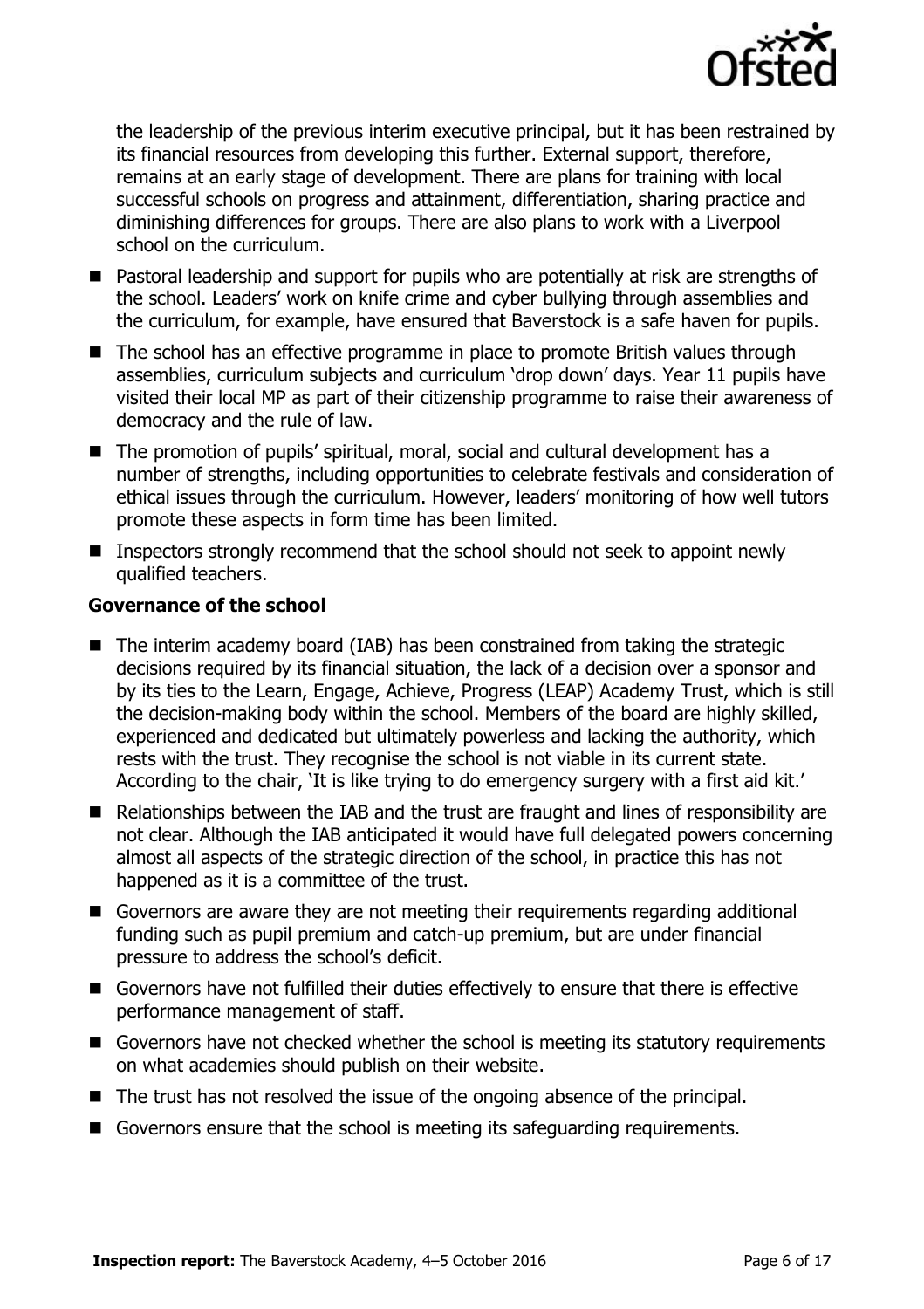the leadership of the previous interim executive principal, but it has been restrained by its financial resources from developing this further. External support, therefore, remains at an early stage of development. There are plans for training with local successful schools on progress and attainment, differentiation, sharing practice and diminishing differences for groups. There are also plans to work with a Liverpool school on the curriculum.

- Pastoral leadership and support for pupils who are potentially at risk are strengths of the school. Leaders' work on knife crime and cyber bullying through assemblies and the curriculum, for example, have ensured that Baverstock is a safe haven for pupils.
- The school has an effective programme in place to promote British values through assemblies, curriculum subjects and curriculum 'drop down' days. Year 11 pupils have visited their local MP as part of their citizenship programme to raise their awareness of democracy and the rule of law.
- The promotion of pupils' spiritual, moral, social and cultural development has a number of strengths, including opportunities to celebrate festivals and consideration of ethical issues through the curriculum. However, leaders' monitoring of how well tutors promote these aspects in form time has been limited.
- Inspectors strongly recommend that the school should not seek to appoint newly qualified teachers.

### Governance of the school

- The interim academy board (IAB) has been constrained from taking the strategic decisions required by its financial situation, the lack of a decision over a sponsor and by its ties to the Learn, Engage, Achieve, Progress (LEAP) Academy Trust, which is still the decision-making body within the school. Members of the board are highly skilled, experienced and dedicated but ultimately powerless and lacking the authority, which rests with the trust. They recognise the school is not viable in its current state. According to the chair, 'It is like trying to do emergency surgery with a first aid kit.'
- Relationships between the IAB and the trust are fraught and lines of responsibility are not clear. Although the IAB anticipated it would have full delegated powers concerning almost all aspects of the strategic direction of the school, in practice this has not happened as it is a committee of the trust.
- Governors are aware they are not meeting their requirements regarding additional funding such as pupil premium and catch-up premium, but are under financial pressure to address the school's deficit.
- Governors have not fulfilled their duties effectively to ensure that there is effective performance management of staff.
- Governors have not checked whether the school is meeting its statutory requirements on what academies should publish on their website.
- The trust has not resolved the issue of the ongoing absence of the principal.
- Governors ensure that the school is meeting its safeguarding requirements.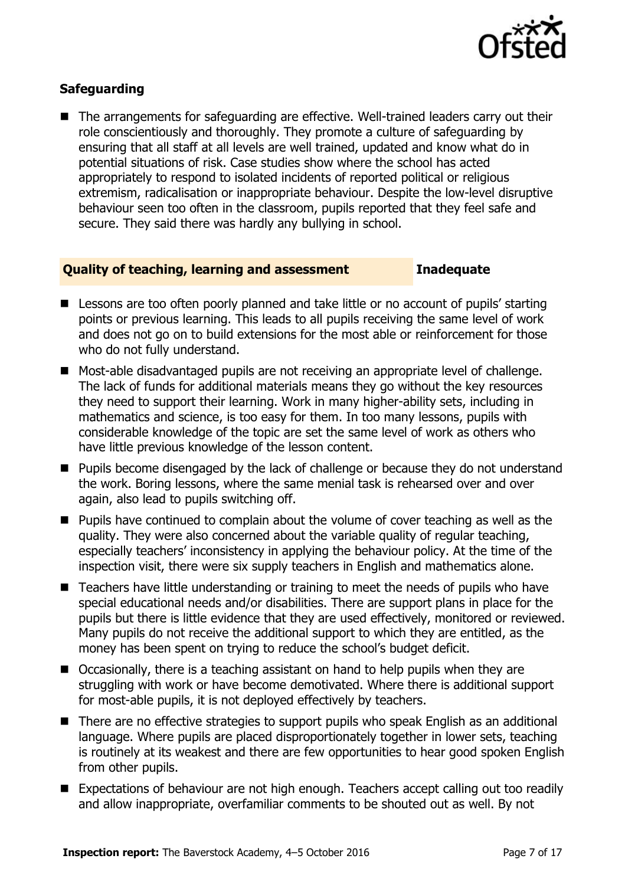### Safeguarding

- The arrangements for safeguarding are effective. Well-trained leaders carry out their role conscientiously and thoroughly. They promote a culture of safeguarding by ensuring that all staff at all levels are well trained, updated and know what do in potential situations of risk. Case studies show where the school has acted appropriately to respond to isolated incidents of reported political or religious extremism, radicalisation or inappropriate behaviour. Despite the low-level disruptive behaviour seen too often in the classroom, pupils reported that they feel safe and secure. They said there was hardly any bullying in school.

### Quality of teaching, learning and assessment — Inadequate

- Lessons are too often poorly planned and take little or no account of pupils' starting points or previous learning. This leads to all pupils receiving the same level of work and does not go on to build extensions for the most able or reinforcement for those who do not fully understand.
- Most-able disadvantaged pupils are not receiving an appropriate level of challenge. The lack of funds for additional materials means they go without the key resources they need to support their learning. Work in many higher-ability sets, including in mathematics and science, is too easy for them. In too many lessons, pupils with considerable knowledge of the topic are set the same level of work as others who have little previous knowledge of the lesson content.
- Pupils become disengaged by the lack of challenge or because they do not understand the work. Boring lessons, where the same menial task is rehearsed over and over again, also lead to pupils switching off.
- Pupils have continued to complain about the volume of cover teaching as well as the quality. They were also concerned about the variable quality of regular teaching, especially teachers' inconsistency in applying the behaviour policy. At the time of the inspection visit, there were six supply teachers in English and mathematics alone.
- Teachers have little understanding or training to meet the needs of pupils who have special educational needs and/or disabilities. There are support plans in place for the pupils but there is little evidence that they are used effectively, monitored or reviewed. Many pupils do not receive the additional support to which they are entitled, as the money has been spent on trying to reduce the school's budget deficit.
- Occasionally, there is a teaching assistant on hand to help pupils when they are struggling with work or have become demotivated. Where there is additional support for most-able pupils, it is not deployed effectively by teachers.
- There are no effective strategies to support pupils who speak English as an additional language. Where pupils are placed disproportionately together in lower sets, teaching is routinely at its weakest and there are few opportunities to hear good spoken English from other pupils.
- Expectations of behaviour are not high enough. Teachers accept calling out too readily and allow inappropriate, overfamiliar comments to be shouted out as well. By not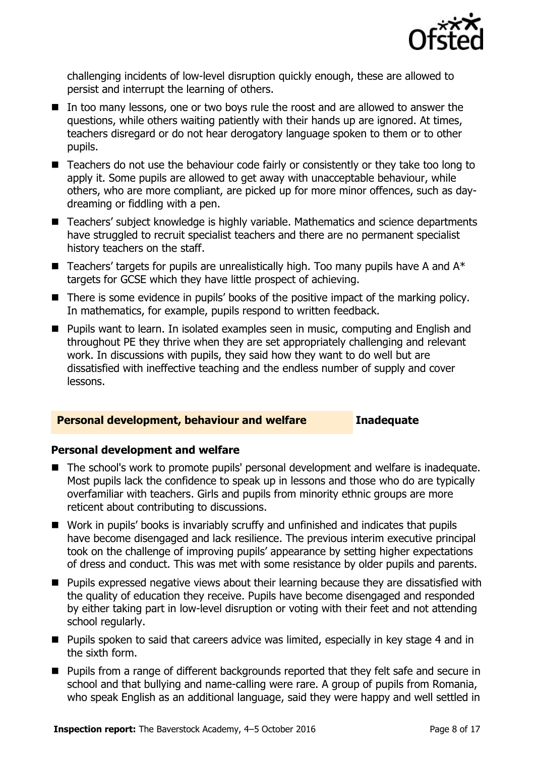challenging incidents of low-level disruption quickly enough, these are allowed to persist and interrupt the learning of others.

- In too many lessons, one or two boys rule the roost and are allowed to answer the questions, while others waiting patiently with their hands up are ignored. At times, teachers disregard or do not hear derogatory language spoken to them or to other pupils.
- Teachers do not use the behaviour code fairly or consistently or they take too long to apply it. Some pupils are allowed to get away with unacceptable behaviour, while others, who are more compliant, are picked up for more minor offences, such as day-dreaming or fiddling with a pen.
- Teachers' subject knowledge is highly variable. Mathematics and science departments have struggled to recruit specialist teachers and there are no permanent specialist history teachers on the staff.
- Teachers' targets for pupils are unrealistically high. Too many pupils have A and A* targets for GCSE which they have little prospect of achieving.
- There is some evidence in pupils' books of the positive impact of the marking policy. In mathematics, for example, pupils respond to written feedback.
- Pupils want to learn. In isolated examples seen in music, computing and English and throughout PE they thrive when they are set appropriately challenging and relevant work. In discussions with pupils, they said how they want to do well but are dissatisfied with ineffective teaching and the endless number of supply and cover lessons.

## Personal development, behaviour and welfare — Inadequate

### Personal development and welfare

- The school's work to promote pupils' personal development and welfare is inadequate. Most pupils lack the confidence to speak up in lessons and those who do are typically overfamiliar with teachers. Girls and pupils from minority ethnic groups are more reticent about contributing to discussions.
- Work in pupils' books is invariably scruffy and unfinished and indicates that pupils have become disengaged and lack resilience. The previous interim executive principal took on the challenge of improving pupils' appearance by setting higher expectations of dress and conduct. This was met with some resistance by older pupils and parents.
- Pupils expressed negative views about their learning because they are dissatisfied with the quality of education they receive. Pupils have become disengaged and responded by either taking part in low-level disruption or voting with their feet and not attending school regularly.
- Pupils spoken to said that careers advice was limited, especially in key stage 4 and in the sixth form.
- Pupils from a range of different backgrounds reported that they felt safe and secure in school and that bullying and name-calling were rare. A group of pupils from Romania, who speak English as an additional language, said they were happy and well settled in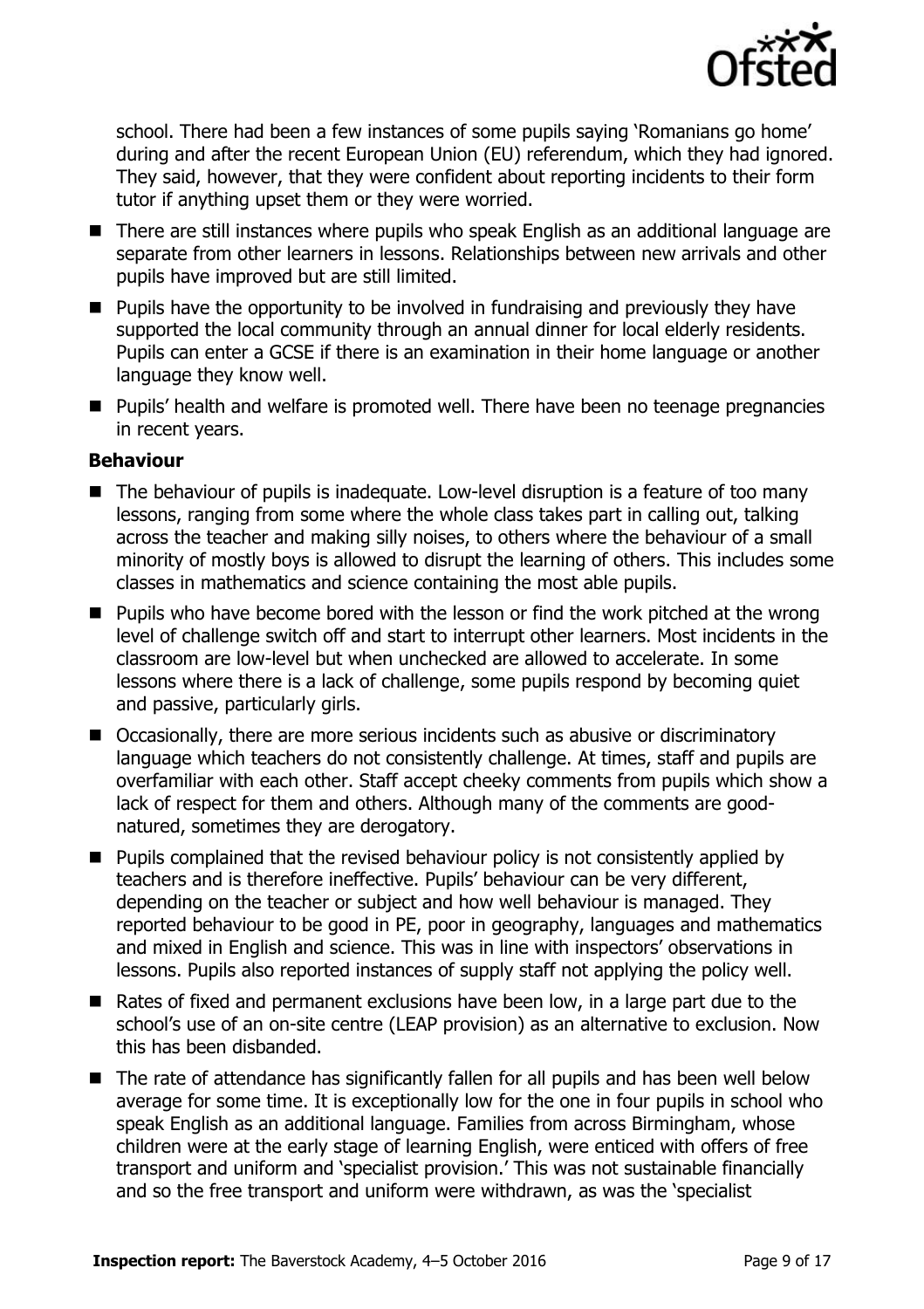school. There had been a few instances of some pupils saying 'Romanians go home' during and after the recent European Union (EU) referendum, which they had ignored. They said, however, that they were confident about reporting incidents to their form tutor if anything upset them or they were worried.

- There are still instances where pupils who speak English as an additional language are separate from other learners in lessons. Relationships between new arrivals and other pupils have improved but are still limited.
- Pupils have the opportunity to be involved in fundraising and previously they have supported the local community through an annual dinner for local elderly residents. Pupils can enter a GCSE if there is an examination in their home language or another language they know well.
- Pupils' health and welfare is promoted well. There have been no teenage pregnancies in recent years.

### Behaviour

- The behaviour of pupils is inadequate. Low-level disruption is a feature of too many lessons, ranging from some where the whole class takes part in calling out, talking across the teacher and making silly noises, to others where the behaviour of a small minority of mostly boys is allowed to disrupt the learning of others. This includes some classes in mathematics and science containing the most able pupils.
- Pupils who have become bored with the lesson or find the work pitched at the wrong level of challenge switch off and start to interrupt other learners. Most incidents in the classroom are low-level but when unchecked are allowed to accelerate. In some lessons where there is a lack of challenge, some pupils respond by becoming quiet and passive, particularly girls.
- Occasionally, there are more serious incidents such as abusive or discriminatory language which teachers do not consistently challenge. At times, staff and pupils are overfamiliar with each other. Staff accept cheeky comments from pupils which show a lack of respect for them and others. Although many of the comments are good-natured, sometimes they are derogatory.
- Pupils complained that the revised behaviour policy is not consistently applied by teachers and is therefore ineffective. Pupils' behaviour can be very different, depending on the teacher or subject and how well behaviour is managed. They reported behaviour to be good in PE, poor in geography, languages and mathematics and mixed in English and science. This was in line with inspectors' observations in lessons. Pupils also reported instances of supply staff not applying the policy well.
- Rates of fixed and permanent exclusions have been low, in a large part due to the school's use of an on-site centre (LEAP provision) as an alternative to exclusion. Now this has been disbanded.
- The rate of attendance has significantly fallen for all pupils and has been well below average for some time. It is exceptionally low for the one in four pupils in school who speak English as an additional language. Families from across Birmingham, whose children were at the early stage of learning English, were enticed with offers of free transport and uniform and 'specialist provision.' This was not sustainable financially and so the free transport and uniform were withdrawn, as was the 'specialist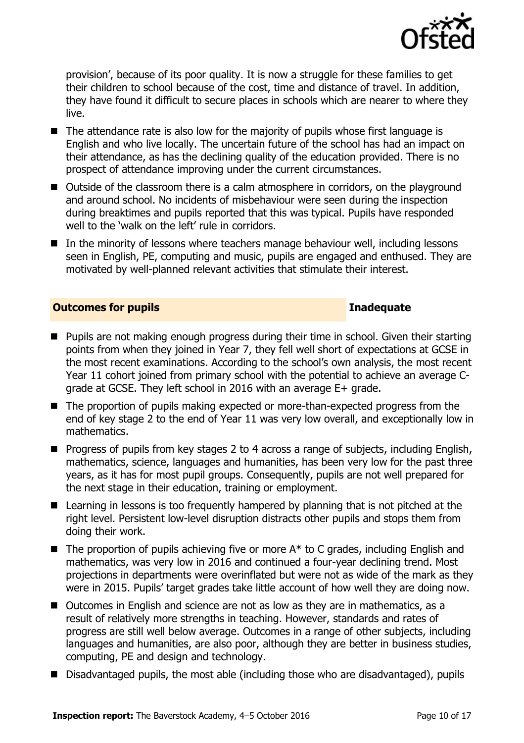provision', because of its poor quality. It is now a struggle for these families to get their children to school because of the cost, time and distance of travel. In addition, they have found it difficult to secure places in schools which are nearer to where they live.

- The attendance rate is also low for the majority of pupils whose first language is English and who live locally. The uncertain future of the school has had an impact on their attendance, as has the declining quality of the education provided. There is no prospect of attendance improving under the current circumstances.
- Outside of the classroom there is a calm atmosphere in corridors, on the playground and around school. No incidents of misbehaviour were seen during the inspection during breaktimes and pupils reported that this was typical. Pupils have responded well to the 'walk on the left' rule in corridors.
- In the minority of lessons where teachers manage behaviour well, including lessons seen in English, PE, computing and music, pupils are engaged and enthused. They are motivated by well-planned relevant activities that stimulate their interest.

## Outcomes for pupils — Inadequate

- Pupils are not making enough progress during their time in school. Given their starting points from when they joined in Year 7, they fell well short of expectations at GCSE in the most recent examinations. According to the school's own analysis, the most recent Year 11 cohort joined from primary school with the potential to achieve an average C-grade at GCSE. They left school in 2016 with an average E+ grade.
- The proportion of pupils making expected or more-than-expected progress from the end of key stage 2 to the end of Year 11 was very low overall, and exceptionally low in mathematics.
- Progress of pupils from key stages 2 to 4 across a range of subjects, including English, mathematics, science, languages and humanities, has been very low for the past three years, as it has for most pupil groups. Consequently, pupils are not well prepared for the next stage in their education, training or employment.
- Learning in lessons is too frequently hampered by planning that is not pitched at the right level. Persistent low-level disruption distracts other pupils and stops them from doing their work.
- The proportion of pupils achieving five or more A* to C grades, including English and mathematics, was very low in 2016 and continued a four-year declining trend. Most projections in departments were overinflated but were not as wide of the mark as they were in 2015. Pupils' target grades take little account of how well they are doing now.
- Outcomes in English and science are not as low as they are in mathematics, as a result of relatively more strengths in teaching. However, standards and rates of progress are still well below average. Outcomes in a range of other subjects, including languages and humanities, are also poor, although they are better in business studies, computing, PE and design and technology.
- Disadvantaged pupils, the most able (including those who are disadvantaged), pupils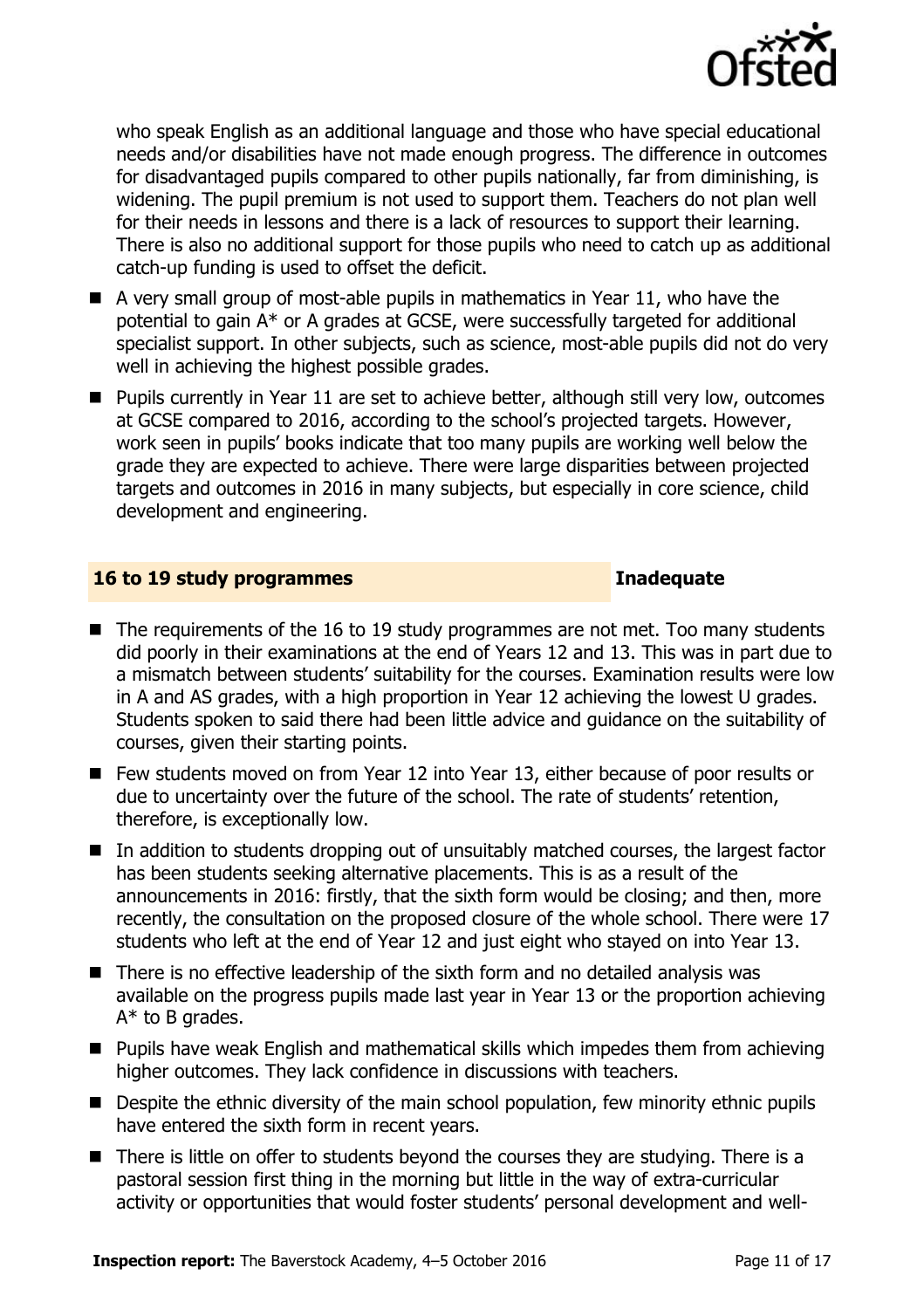who speak English as an additional language and those who have special educational needs and/or disabilities have not made enough progress. The difference in outcomes for disadvantaged pupils compared to other pupils nationally, far from diminishing, is widening. The pupil premium is not used to support them. Teachers do not plan well for their needs in lessons and there is a lack of resources to support their learning. There is also no additional support for those pupils who need to catch up as additional catch-up funding is used to offset the deficit.

- A very small group of most-able pupils in mathematics in Year 11, who have the potential to gain A* or A grades at GCSE, were successfully targeted for additional specialist support. In other subjects, such as science, most-able pupils did not do very well in achieving the highest possible grades.
- Pupils currently in Year 11 are set to achieve better, although still very low, outcomes at GCSE compared to 2016, according to the school's projected targets. However, work seen in pupils' books indicate that too many pupils are working well below the grade they are expected to achieve. There were large disparities between projected targets and outcomes in 2016 in many subjects, but especially in core science, child development and engineering.

## 16 to 19 study programmes — Inadequate

- The requirements of the 16 to 19 study programmes are not met. Too many students did poorly in their examinations at the end of Years 12 and 13. This was in part due to a mismatch between students' suitability for the courses. Examination results were low in A and AS grades, with a high proportion in Year 12 achieving the lowest U grades. Students spoken to said there had been little advice and guidance on the suitability of courses, given their starting points.
- Few students moved on from Year 12 into Year 13, either because of poor results or due to uncertainty over the future of the school. The rate of students' retention, therefore, is exceptionally low.
- In addition to students dropping out of unsuitably matched courses, the largest factor has been students seeking alternative placements. This is as a result of the announcements in 2016: firstly, that the sixth form would be closing; and then, more recently, the consultation on the proposed closure of the whole school. There were 17 students who left at the end of Year 12 and just eight who stayed on into Year 13.
- There is no effective leadership of the sixth form and no detailed analysis was available on the progress pupils made last year in Year 13 or the proportion achieving A* to B grades.
- Pupils have weak English and mathematical skills which impedes them from achieving higher outcomes. They lack confidence in discussions with teachers.
- Despite the ethnic diversity of the main school population, few minority ethnic pupils have entered the sixth form in recent years.
- There is little on offer to students beyond the courses they are studying. There is a pastoral session first thing in the morning but little in the way of extra-curricular activity or opportunities that would foster students' personal development and well-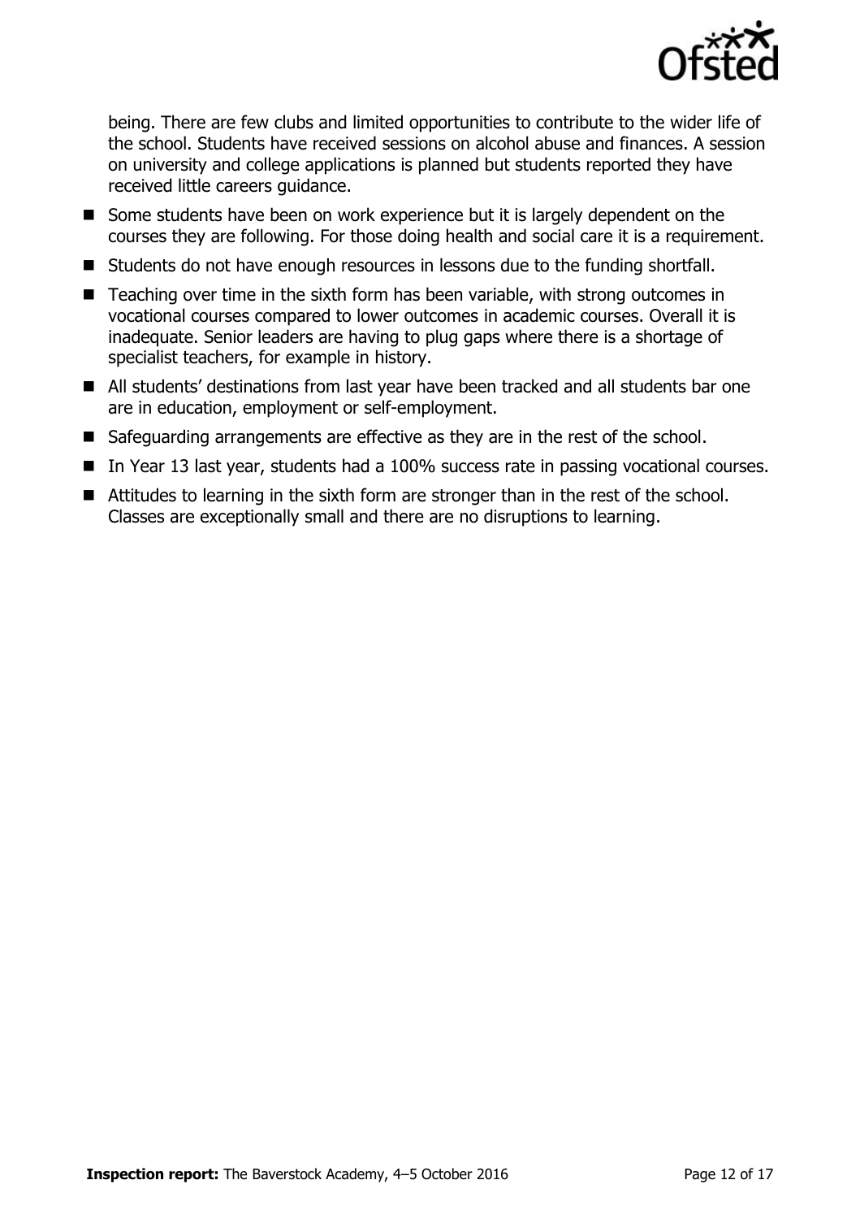being. There are few clubs and limited opportunities to contribute to the wider life of the school. Students have received sessions on alcohol abuse and finances. A session on university and college applications is planned but students reported they have received little careers guidance.

- Some students have been on work experience but it is largely dependent on the courses they are following. For those doing health and social care it is a requirement.
- Students do not have enough resources in lessons due to the funding shortfall.
- Teaching over time in the sixth form has been variable, with strong outcomes in vocational courses compared to lower outcomes in academic courses. Overall it is inadequate. Senior leaders are having to plug gaps where there is a shortage of specialist teachers, for example in history.
- All students' destinations from last year have been tracked and all students bar one are in education, employment or self-employment.
- Safeguarding arrangements are effective as they are in the rest of the school.
- In Year 13 last year, students had a 100% success rate in passing vocational courses.
- Attitudes to learning in the sixth form are stronger than in the rest of the school. Classes are exceptionally small and there are no disruptions to learning.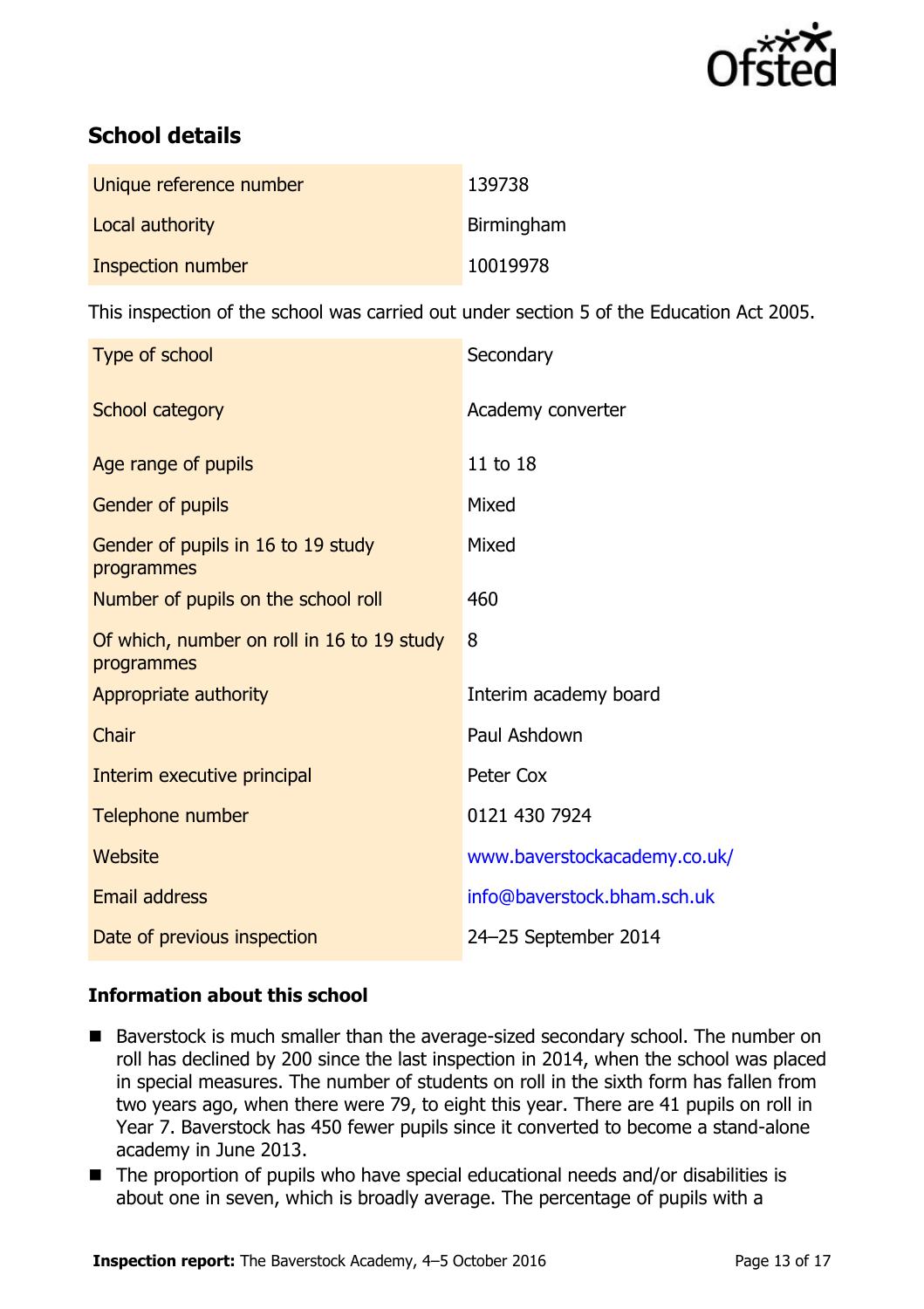## School details

| | |
|---|---|
| Unique reference number | 139738 |
| Local authority | Birmingham |
| Inspection number | 10019978 |

This inspection of the school was carried out under section 5 of the Education Act 2005.

| | |
|---|---|
| Type of school | Secondary |
| School category | Academy converter |
| Age range of pupils | 11 to 18 |
| Gender of pupils | Mixed |
| Gender of pupils in 16 to 19 study programmes | Mixed |
| Number of pupils on the school roll | 460 |
| Of which, number on roll in 16 to 19 study programmes | 8 |
| Appropriate authority | Interim academy board |
| Chair | Paul Ashdown |
| Interim executive principal | Peter Cox |
| Telephone number | 0121 430 7924 |
| Website | www.baverstockacademy.co.uk/ |
| Email address | info@baverstock.bham.sch.uk |
| Date of previous inspection | 24–25 September 2014 |

### Information about this school

- Baverstock is much smaller than the average-sized secondary school. The number on roll has declined by 200 since the last inspection in 2014, when the school was placed in special measures. The number of students on roll in the sixth form has fallen from two years ago, when there were 79, to eight this year. There are 41 pupils on roll in Year 7. Baverstock has 450 fewer pupils since it converted to become a stand-alone academy in June 2013.
- The proportion of pupils who have special educational needs and/or disabilities is about one in seven, which is broadly average. The percentage of pupils with a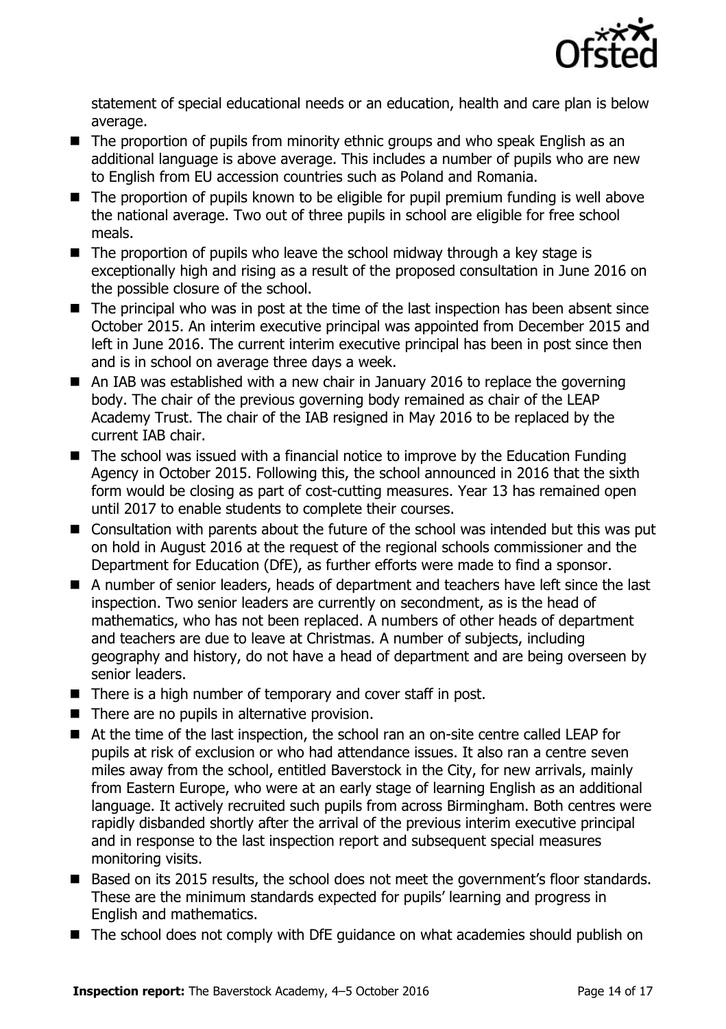statement of special educational needs or an education, health and care plan is below average.

- The proportion of pupils from minority ethnic groups and who speak English as an additional language is above average. This includes a number of pupils who are new to English from EU accession countries such as Poland and Romania.
- The proportion of pupils known to be eligible for pupil premium funding is well above the national average. Two out of three pupils in school are eligible for free school meals.
- The proportion of pupils who leave the school midway through a key stage is exceptionally high and rising as a result of the proposed consultation in June 2016 on the possible closure of the school.
- The principal who was in post at the time of the last inspection has been absent since October 2015. An interim executive principal was appointed from December 2015 and left in June 2016. The current interim executive principal has been in post since then and is in school on average three days a week.
- An IAB was established with a new chair in January 2016 to replace the governing body. The chair of the previous governing body remained as chair of the LEAP Academy Trust. The chair of the IAB resigned in May 2016 to be replaced by the current IAB chair.
- The school was issued with a financial notice to improve by the Education Funding Agency in October 2015. Following this, the school announced in 2016 that the sixth form would be closing as part of cost-cutting measures. Year 13 has remained open until 2017 to enable students to complete their courses.
- Consultation with parents about the future of the school was intended but this was put on hold in August 2016 at the request of the regional schools commissioner and the Department for Education (DfE), as further efforts were made to find a sponsor.
- A number of senior leaders, heads of department and teachers have left since the last inspection. Two senior leaders are currently on secondment, as is the head of mathematics, who has not been replaced. A numbers of other heads of department and teachers are due to leave at Christmas. A number of subjects, including geography and history, do not have a head of department and are being overseen by senior leaders.
- There is a high number of temporary and cover staff in post.
- There are no pupils in alternative provision.
- At the time of the last inspection, the school ran an on-site centre called LEAP for pupils at risk of exclusion or who had attendance issues. It also ran a centre seven miles away from the school, entitled Baverstock in the City, for new arrivals, mainly from Eastern Europe, who were at an early stage of learning English as an additional language. It actively recruited such pupils from across Birmingham. Both centres were rapidly disbanded shortly after the arrival of the previous interim executive principal and in response to the last inspection report and subsequent special measures monitoring visits.
- Based on its 2015 results, the school does not meet the government's floor standards. These are the minimum standards expected for pupils' learning and progress in English and mathematics.
- The school does not comply with DfE guidance on what academies should publish on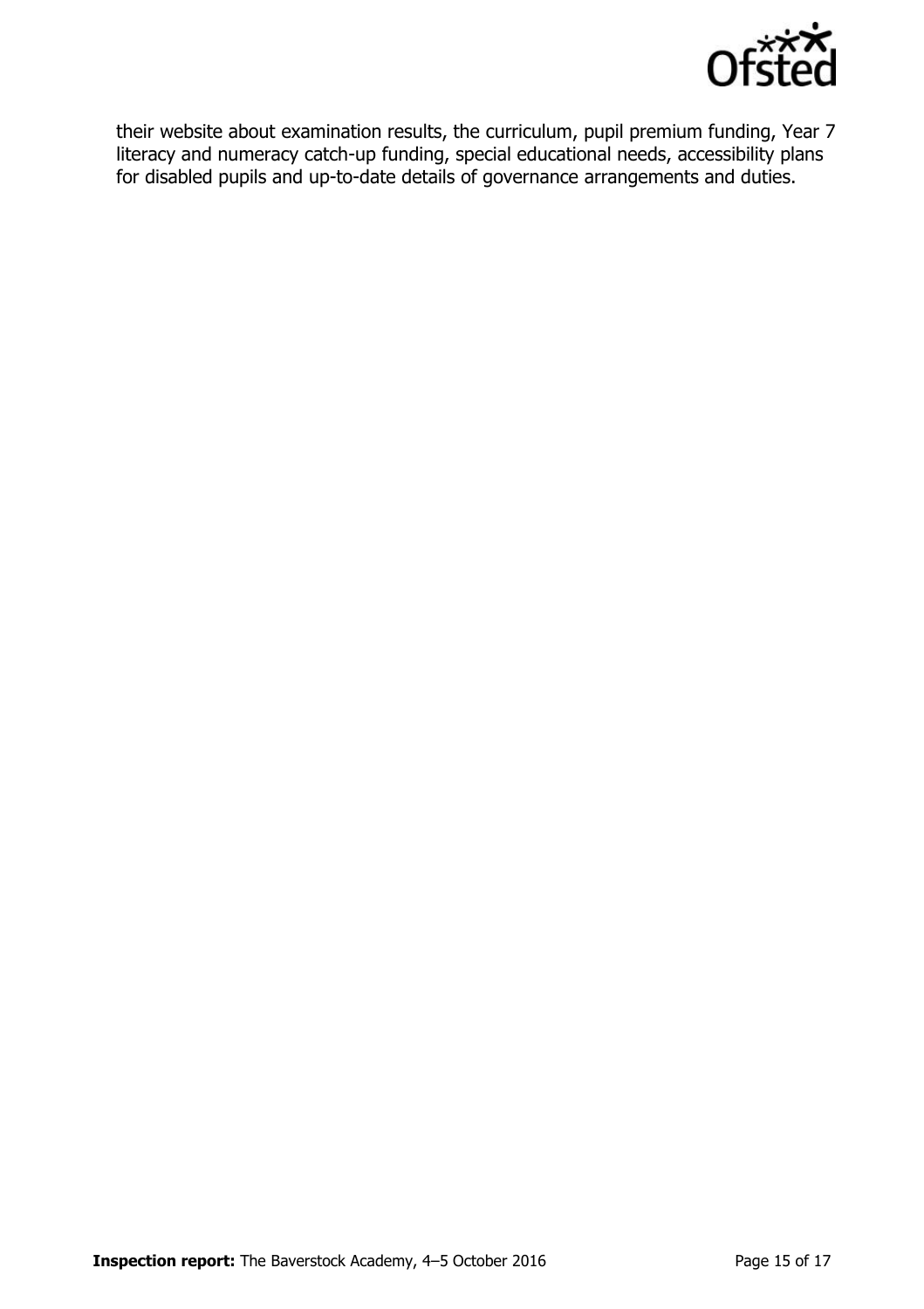their website about examination results, the curriculum, pupil premium funding, Year 7 literacy and numeracy catch-up funding, special educational needs, accessibility plans for disabled pupils and up-to-date details of governance arrangements and duties.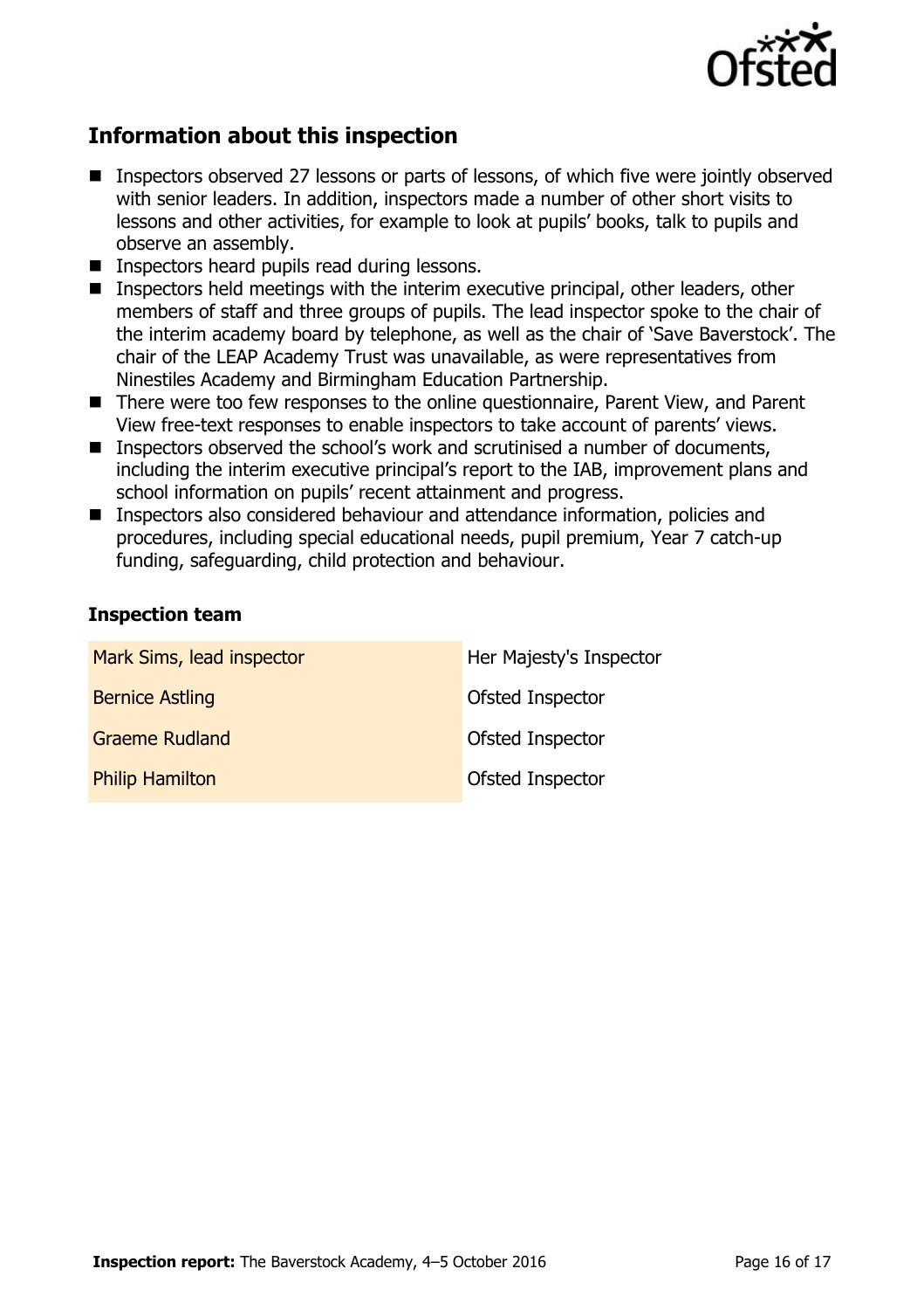## Information about this inspection

- Inspectors observed 27 lessons or parts of lessons, of which five were jointly observed with senior leaders. In addition, inspectors made a number of other short visits to lessons and other activities, for example to look at pupils' books, talk to pupils and observe an assembly.
- Inspectors heard pupils read during lessons.
- Inspectors held meetings with the interim executive principal, other leaders, other members of staff and three groups of pupils. The lead inspector spoke to the chair of the interim academy board by telephone, as well as the chair of 'Save Baverstock'. The chair of the LEAP Academy Trust was unavailable, as were representatives from Ninestiles Academy and Birmingham Education Partnership.
- There were too few responses to the online questionnaire, Parent View, and Parent View free-text responses to enable inspectors to take account of parents' views.
- Inspectors observed the school's work and scrutinised a number of documents, including the interim executive principal's report to the IAB, improvement plans and school information on pupils' recent attainment and progress.
- Inspectors also considered behaviour and attendance information, policies and procedures, including special educational needs, pupil premium, Year 7 catch-up funding, safeguarding, child protection and behaviour.

### Inspection team

| | |
|---|---|
| Mark Sims, lead inspector | Her Majesty's Inspector |
| Bernice Astling | Ofsted Inspector |
| Graeme Rudland | Ofsted Inspector |
| Philip Hamilton | Ofsted Inspector |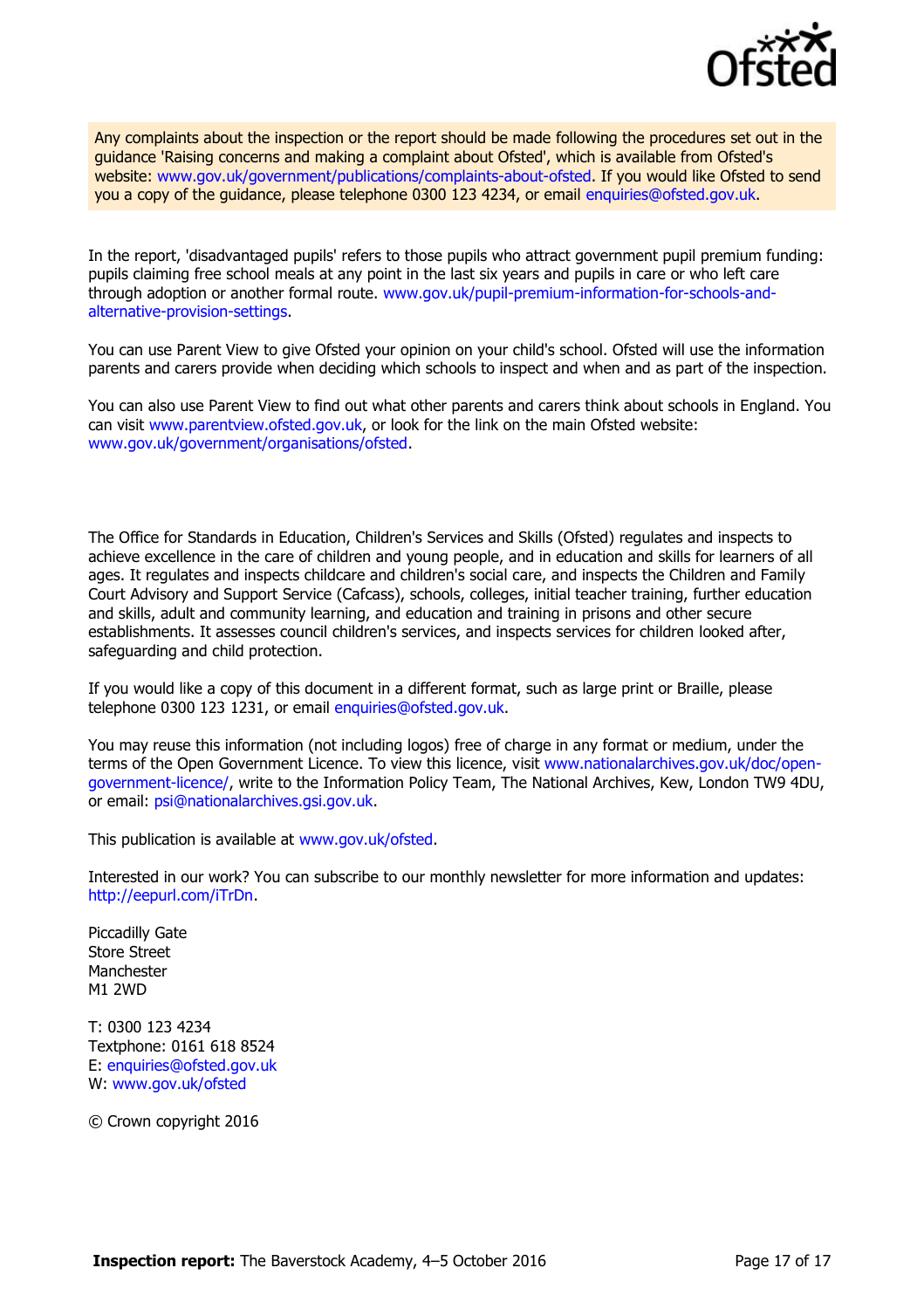Any complaints about the inspection or the report should be made following the procedures set out in the guidance 'Raising concerns and making a complaint about Ofsted', which is available from Ofsted's website: www.gov.uk/government/publications/complaints-about-ofsted. If you would like Ofsted to send you a copy of the guidance, please telephone 0300 123 4234, or email enquiries@ofsted.gov.uk.

In the report, 'disadvantaged pupils' refers to those pupils who attract government pupil premium funding: pupils claiming free school meals at any point in the last six years and pupils in care or who left care through adoption or another formal route. www.gov.uk/pupil-premium-information-for-schools-and-alternative-provision-settings.

You can use Parent View to give Ofsted your opinion on your child's school. Ofsted will use the information parents and carers provide when deciding which schools to inspect and when and as part of the inspection.

You can also use Parent View to find out what other parents and carers think about schools in England. You can visit www.parentview.ofsted.gov.uk, or look for the link on the main Ofsted website: www.gov.uk/government/organisations/ofsted.

The Office for Standards in Education, Children's Services and Skills (Ofsted) regulates and inspects to achieve excellence in the care of children and young people, and in education and skills for learners of all ages. It regulates and inspects childcare and children's social care, and inspects the Children and Family Court Advisory and Support Service (Cafcass), schools, colleges, initial teacher training, further education and skills, adult and community learning, and education and training in prisons and other secure establishments. It assesses council children's services, and inspects services for children looked after, safeguarding and child protection.

If you would like a copy of this document in a different format, such as large print or Braille, please telephone 0300 123 1231, or email enquiries@ofsted.gov.uk.

You may reuse this information (not including logos) free of charge in any format or medium, under the terms of the Open Government Licence. To view this licence, visit www.nationalarchives.gov.uk/doc/open-government-licence/, write to the Information Policy Team, The National Archives, Kew, London TW9 4DU, or email: psi@nationalarchives.gsi.gov.uk.

This publication is available at www.gov.uk/ofsted.

Interested in our work? You can subscribe to our monthly newsletter for more information and updates: http://eepurl.com/iTrDn.

Piccadilly Gate
Store Street
Manchester
M1 2WD

T: 0300 123 4234
Textphone: 0161 618 8524
E: enquiries@ofsted.gov.uk
W: www.gov.uk/ofsted

© Crown copyright 2016